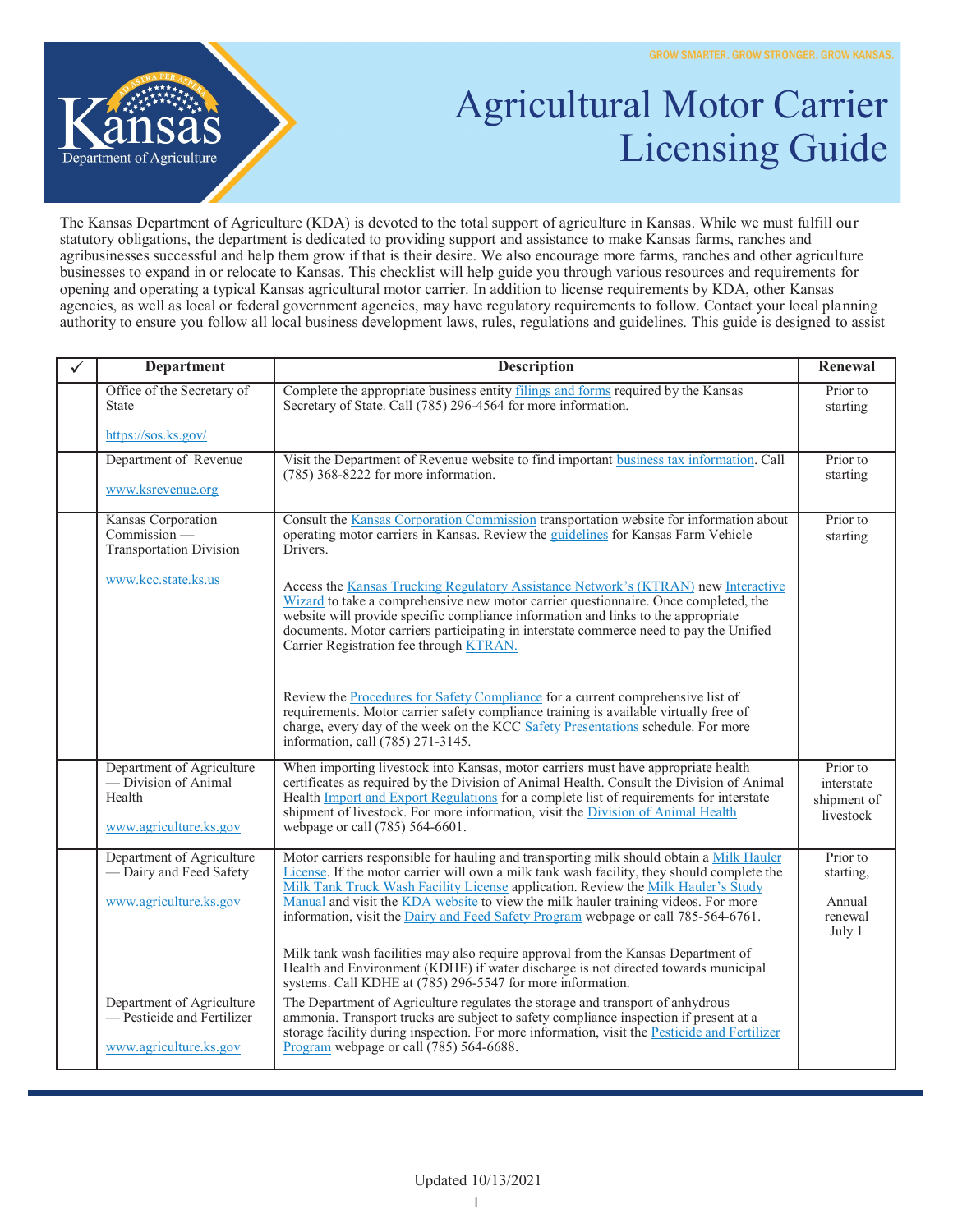GROW SMARTER. GROW STRONGER. GROW KANSAS.

# Agricultural Motor Carrier Licensing Guide

The Kansas Department of Agriculture (KDA) is devoted to the total support of agriculture in Kansas. While we must fulfill our statutory obligations, the department is dedicated to providing support and assistance to make Kansas farms, ranches and agribusinesses successful and help them grow if that is their desire. We also encourage more farms, ranches and other agriculture businesses to expand in or relocate to Kansas. This checklist will help guide you through various resources and requirements for opening and operating a typical Kansas agricultural motor carrier. In addition to license requirements by KDA, other Kansas agencies, as well as local or federal government agencies, may have regulatory requirements to follow. Contact your local planning authority to ensure you follow all local business development laws, rules, regulations and guidelines. This guide is designed to assist

| ✓ | Department | Description | Renewal |
|---|---|---|---|
| | Office of the Secretary of State<br><br>https://sos.ks.gov/ | Complete the appropriate business entity filings and forms required by the Kansas Secretary of State. Call (785) 296-4564 for more information. | Prior to starting |
| | Department of Revenue<br><br>www.ksrevenue.org | Visit the Department of Revenue website to find important business tax information. Call (785) 368-8222 for more information. | Prior to starting |
| | Kansas Corporation Commission — Transportation Division<br><br>www.kcc.state.ks.us | Consult the Kansas Corporation Commission transportation website for information about operating motor carriers in Kansas. Review the guidelines for Kansas Farm Vehicle Drivers.<br><br>Access the Kansas Trucking Regulatory Assistance Network's (KTRAN) new Interactive Wizard to take a comprehensive new motor carrier questionnaire. Once completed, the website will provide specific compliance information and links to the appropriate documents. Motor carriers participating in interstate commerce need to pay the Unified Carrier Registration fee through KTRAN.<br><br>Review the Procedures for Safety Compliance for a current comprehensive list of requirements. Motor carrier safety compliance training is available virtually free of charge, every day of the week on the KCC Safety Presentations schedule. For more information, call (785) 271-3145. | Prior to starting |
| | Department of Agriculture — Division of Animal Health<br><br>www.agriculture.ks.gov | When importing livestock into Kansas, motor carriers must have appropriate health certificates as required by the Division of Animal Health. Consult the Division of Animal Health Import and Export Regulations for a complete list of requirements for interstate shipment of livestock. For more information, visit the Division of Animal Health webpage or call (785) 564-6601. | Prior to interstate shipment of livestock |
| | Department of Agriculture — Dairy and Feed Safety<br><br>www.agriculture.ks.gov | Motor carriers responsible for hauling and transporting milk should obtain a Milk Hauler License. If the motor carrier will own a milk tank wash facility, they should complete the Milk Tank Truck Wash Facility License application. Review the Milk Hauler's Study Manual and visit the KDA website to view the milk hauler training videos. For more information, visit the Dairy and Feed Safety Program webpage or call 785-564-6761.<br><br>Milk tank wash facilities may also require approval from the Kansas Department of Health and Environment (KDHE) if water discharge is not directed towards municipal systems. Call KDHE at (785) 296-5547 for more information. | Prior to starting,<br><br>Annual renewal July 1 |
| | Department of Agriculture — Pesticide and Fertilizer<br><br>www.agriculture.ks.gov | The Department of Agriculture regulates the storage and transport of anhydrous ammonia. Transport trucks are subject to safety compliance inspection if present at a storage facility during inspection. For more information, visit the Pesticide and Fertilizer Program webpage or call (785) 564-6688. | |

Updated 10/13/2021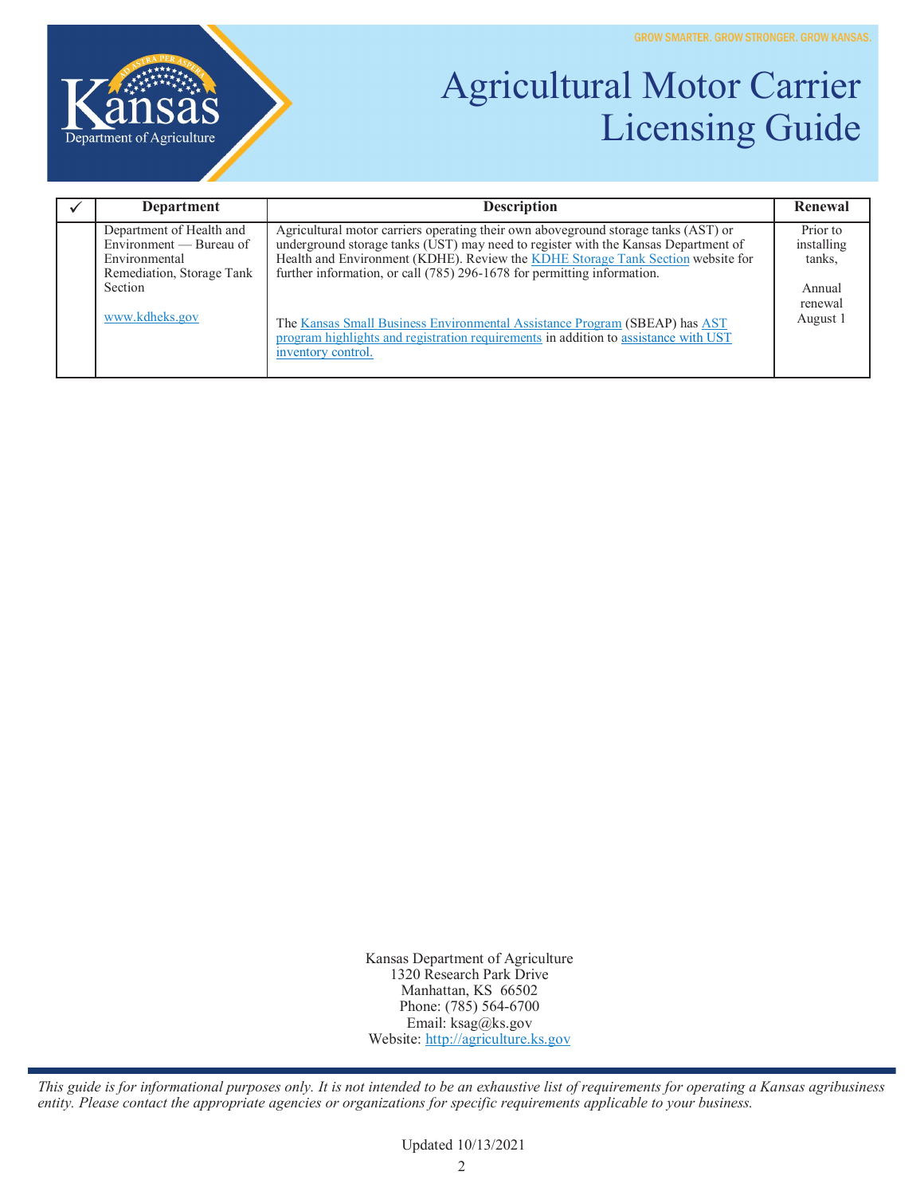GROW SMARTER. GROW STRONGER. GROW KANSAS.

# Agricultural Motor Carrier Licensing Guide

| ✓ | Department | Description | Renewal |
|---|---|---|---|
| | Department of Health and Environment — Bureau of Environmental Remediation, Storage Tank Section<br><br>www.kdheks.gov | Agricultural motor carriers operating their own aboveground storage tanks (AST) or underground storage tanks (UST) may need to register with the Kansas Department of Health and Environment (KDHE). Review the KDHE Storage Tank Section website for further information, or call (785) 296-1678 for permitting information.<br><br>The Kansas Small Business Environmental Assistance Program (SBEAP) has AST program highlights and registration requirements in addition to assistance with UST inventory control. | Prior to installing tanks,<br><br>Annual renewal August 1 |

Kansas Department of Agriculture
1320 Research Park Drive
Manhattan, KS 66502
Phone: (785) 564-6700
Email: ksag@ks.gov
Website: http://agriculture.ks.gov

*This guide is for informational purposes only. It is not intended to be an exhaustive list of requirements for operating a Kansas agribusiness entity. Please contact the appropriate agencies or organizations for specific requirements applicable to your business.*

Updated 10/13/2021